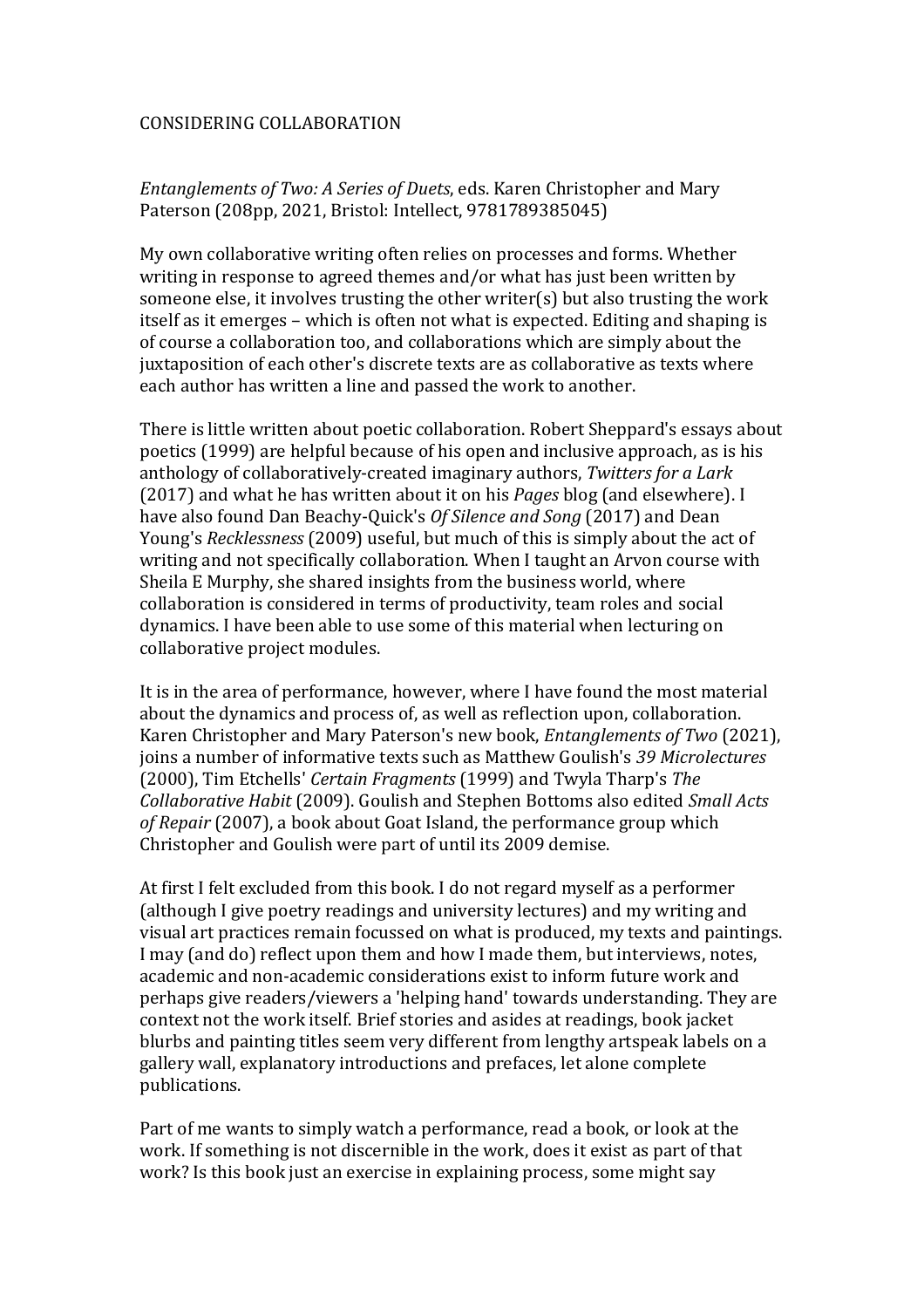# CONSIDERING COLLABORATION

*Entanglements of Two: A Series of Duets*, eds. Karen Christopher and Mary Paterson (208pp, 2021, Bristol: Intellect, 9781789385045)

My own collaborative writing often relies on processes and forms. Whether writing in response to agreed themes and/or what has just been written by someone else, it involves trusting the other writer(s) but also trusting the work itself as it emerges – which is often not what is expected. Editing and shaping is of course a collaboration too, and collaborations which are simply about the juxtaposition of each other's discrete texts are as collaborative as texts where each author has written a line and passed the work to another.

There is little written about poetic collaboration. Robert Sheppard's essays about poetics (1999) are helpful because of his open and inclusive approach, as is his anthology of collaboratively-created imaginary authors, *Twitters for a Lark* (2017) and what he has written about it on his *Pages* blog (and elsewhere). I have also found Dan Beachy-Quick's *Of Silence and Song* (2017) and Dean Young's *Recklessness* (2009) useful, but much of this is simply about the act of writing and not specifically collaboration. When I taught an Arvon course with Sheila E Murphy, she shared insights from the business world, where collaboration is considered in terms of productivity, team roles and social dynamics. I have been able to use some of this material when lecturing on collaborative project modules.

It is in the area of performance, however, where I have found the most material about the dynamics and process of, as well as reflection upon, collaboration. Karen Christopher and Mary Paterson's new book, *Entanglements of Two* (2021), joins a number of informative texts such as Matthew Goulish's *39 Microlectures* (2000), Tim Etchells' *Certain Fragments* (1999) and Twyla Tharp's *The Collaborative Habit* (2009). Goulish and Stephen Bottoms also edited *Small Acts of Repair* (2007), a book about Goat Island, the performance group which Christopher and Goulish were part of until its 2009 demise.

At first I felt excluded from this book. I do not regard myself as a performer (although I give poetry readings and university lectures) and my writing and visual art practices remain focussed on what is produced, my texts and paintings. I may (and do) reflect upon them and how I made them, but interviews, notes, academic and non-academic considerations exist to inform future work and perhaps give readers/viewers a 'helping hand' towards understanding. They are context not the work itself. Brief stories and asides at readings, book jacket blurbs and painting titles seem very different from lengthy artspeak labels on a gallery wall, explanatory introductions and prefaces, let alone complete publications.

Part of me wants to simply watch a performance, read a book, or look at the work. If something is not discernible in the work, does it exist as part of that work? Is this book just an exercise in explaining process, some might say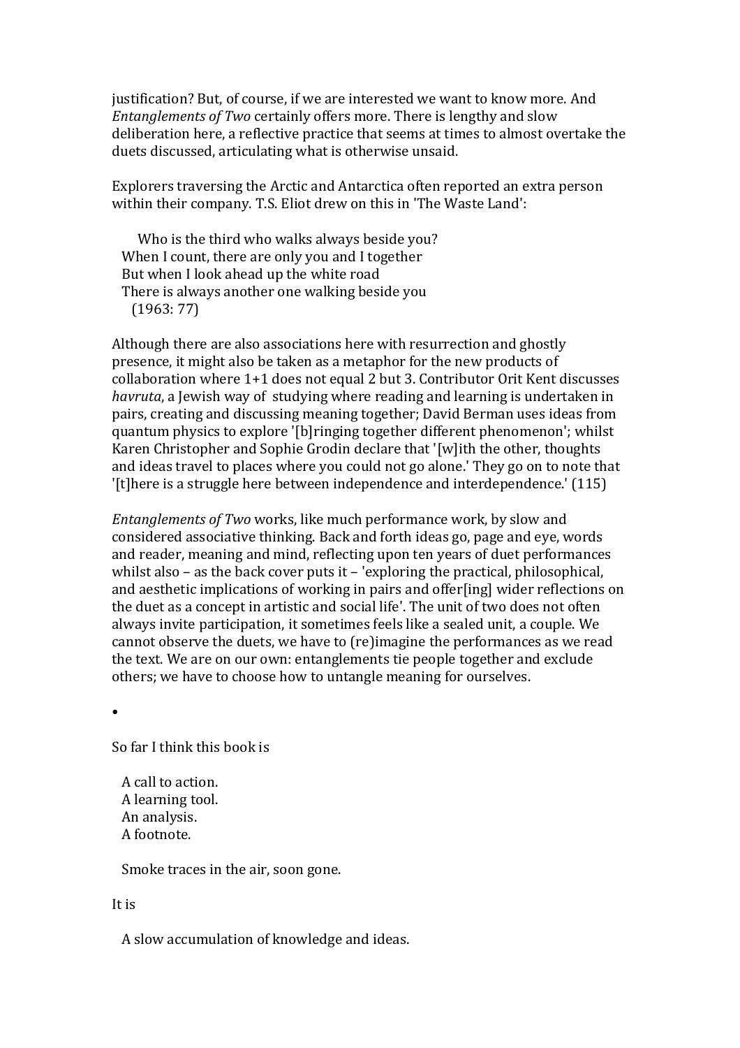justification? But, of course, if we are interested we want to know more. And *Entanglements of Two* certainly offers more. There is lengthy and slow deliberation here, a reflective practice that seems at times to almost overtake the duets discussed, articulating what is otherwise unsaid.

Explorers traversing the Arctic and Antarctica often reported an extra person within their company. T.S. Eliot drew on this in 'The Waste Land':

> Who is the third who walks always beside you?
> When I count, there are only you and I together
> But when I look ahead up the white road
> There is always another one walking beside you
> (1963: 77)

Although there are also associations here with resurrection and ghostly presence, it might also be taken as a metaphor for the new products of collaboration where 1+1 does not equal 2 but 3. Contributor Orit Kent discusses *havruta*, a Jewish way of studying where reading and learning is undertaken in pairs, creating and discussing meaning together; David Berman uses ideas from quantum physics to explore '[b]ringing together different phenomenon'; whilst Karen Christopher and Sophie Grodin declare that '[w]ith the other, thoughts and ideas travel to places where you could not go alone.' They go on to note that '[t]here is a struggle here between independence and interdependence.' (115)

*Entanglements of Two* works, like much performance work, by slow and considered associative thinking. Back and forth ideas go, page and eye, words and reader, meaning and mind, reflecting upon ten years of duet performances whilst also – as the back cover puts it – 'exploring the practical, philosophical, and aesthetic implications of working in pairs and offer[ing] wider reflections on the duet as a concept in artistic and social life'. The unit of two does not often always invite participation, it sometimes feels like a sealed unit, a couple. We cannot observe the duets, we have to (re)imagine the performances as we read the text. We are on our own: entanglements tie people together and exclude others; we have to choose how to untangle meaning for ourselves.

•

So far I think this book is

> A call to action.
> A learning tool.
> An analysis.
> A footnote.
>
> Smoke traces in the air, soon gone.

It is

> A slow accumulation of knowledge and ideas.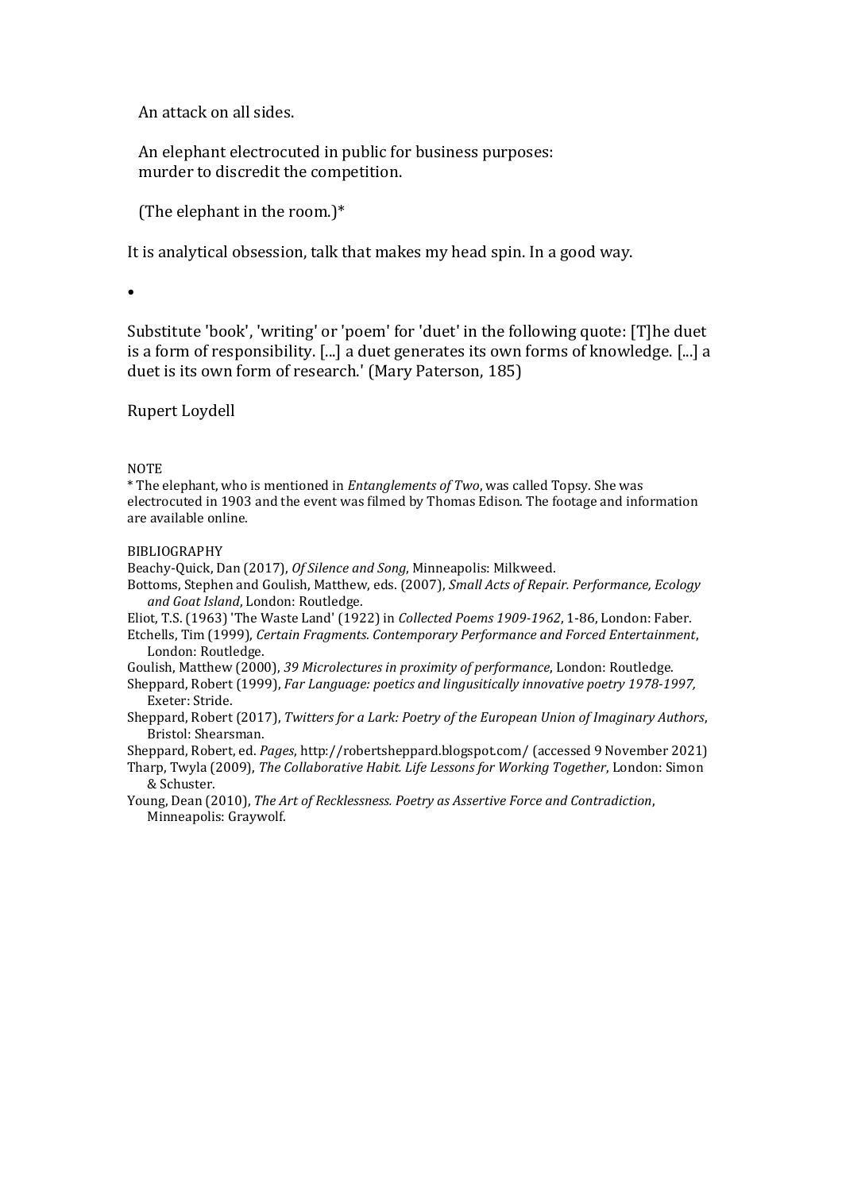An attack on all sides.

An elephant electrocuted in public for business purposes:
murder to discredit the competition.

(The elephant in the room.)*

It is analytical obsession, talk that makes my head spin. In a good way.

•

Substitute 'book', 'writing' or 'poem' for 'duet' in the following quote: [T]he duet is a form of responsibility. [...] a duet generates its own forms of knowledge. [...] a duet is its own form of research.' (Mary Paterson, 185)

Rupert Loydell

NOTE

* The elephant, who is mentioned in *Entanglements of Two*, was called Topsy. She was electrocuted in 1903 and the event was filmed by Thomas Edison. The footage and information are available online.

BIBLIOGRAPHY

Beachy-Quick, Dan (2017), *Of Silence and Song*, Minneapolis: Milkweed.

Bottoms, Stephen and Goulish, Matthew, eds. (2007), *Small Acts of Repair. Performance, Ecology and Goat Island*, London: Routledge.

Eliot, T.S. (1963) 'The Waste Land' (1922) in *Collected Poems 1909-1962*, 1-86, London: Faber.

Etchells, Tim (1999), *Certain Fragments. Contemporary Performance and Forced Entertainment*, London: Routledge.

Goulish, Matthew (2000), *39 Microlectures in proximity of performance*, London: Routledge.

Sheppard, Robert (1999), *Far Language: poetics and lingusitically innovative poetry 1978-1997,* Exeter: Stride.

Sheppard, Robert (2017), *Twitters for a Lark: Poetry of the European Union of Imaginary Authors*, Bristol: Shearsman.

Sheppard, Robert, ed. *Pages*, http://robertsheppard.blogspot.com/ (accessed 9 November 2021)

Tharp, Twyla (2009), *The Collaborative Habit. Life Lessons for Working Together*, London: Simon & Schuster.

Young, Dean (2010), *The Art of Recklessness. Poetry as Assertive Force and Contradiction*, Minneapolis: Graywolf.